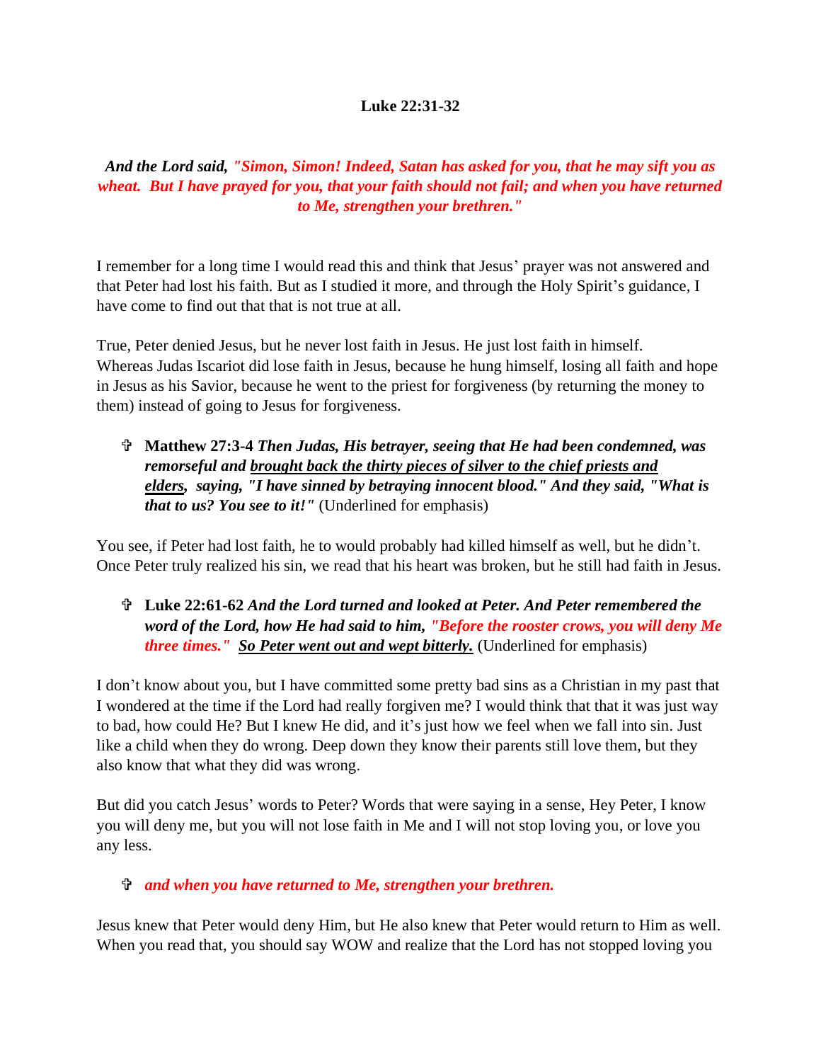**Luke 22:31-32**

***And the Lord said, "Simon, Simon! Indeed, Satan has asked for you, that he may sift you as wheat. But I have prayed for you, that your faith should not fail; and when you have returned to Me, strengthen your brethren."***

I remember for a long time I would read this and think that Jesus' prayer was not answered and that Peter had lost his faith. But as I studied it more, and through the Holy Spirit's guidance, I have come to find out that that is not true at all.

True, Peter denied Jesus, but he never lost faith in Jesus. He just lost faith in himself. Whereas Judas Iscariot did lose faith in Jesus, because he hung himself, losing all faith and hope in Jesus as his Savior, because he went to the priest for forgiveness (by returning the money to them) instead of going to Jesus for forgiveness.

- **Matthew 27:3-4** ***Then Judas, His betrayer, seeing that He had been condemned, was remorseful and <u>brought back the thirty pieces of silver to the chief priests and elders</u>, saying, "I have sinned by betraying innocent blood." And they said, "What is that to us? You see to it!"*** (Underlined for emphasis)

You see, if Peter had lost faith, he to would probably had killed himself as well, but he didn't. Once Peter truly realized his sin, we read that his heart was broken, but he still had faith in Jesus.

- **Luke 22:61-62** ***And the Lord turned and looked at Peter. And Peter remembered the word of the Lord, how He had said to him, "Before the rooster crows, you will deny Me three times." <u>So Peter went out and wept bitterly.</u>*** (Underlined for emphasis)

I don't know about you, but I have committed some pretty bad sins as a Christian in my past that I wondered at the time if the Lord had really forgiven me? I would think that that it was just way to bad, how could He? But I knew He did, and it's just how we feel when we fall into sin. Just like a child when they do wrong. Deep down they know their parents still love them, but they also know that what they did was wrong.

But did you catch Jesus' words to Peter? Words that were saying in a sense, Hey Peter, I know you will deny me, but you will not lose faith in Me and I will not stop loving you, or love you any less.

- ***and when you have returned to Me, strengthen your brethren.***

Jesus knew that Peter would deny Him, but He also knew that Peter would return to Him as well. When you read that, you should say WOW and realize that the Lord has not stopped loving you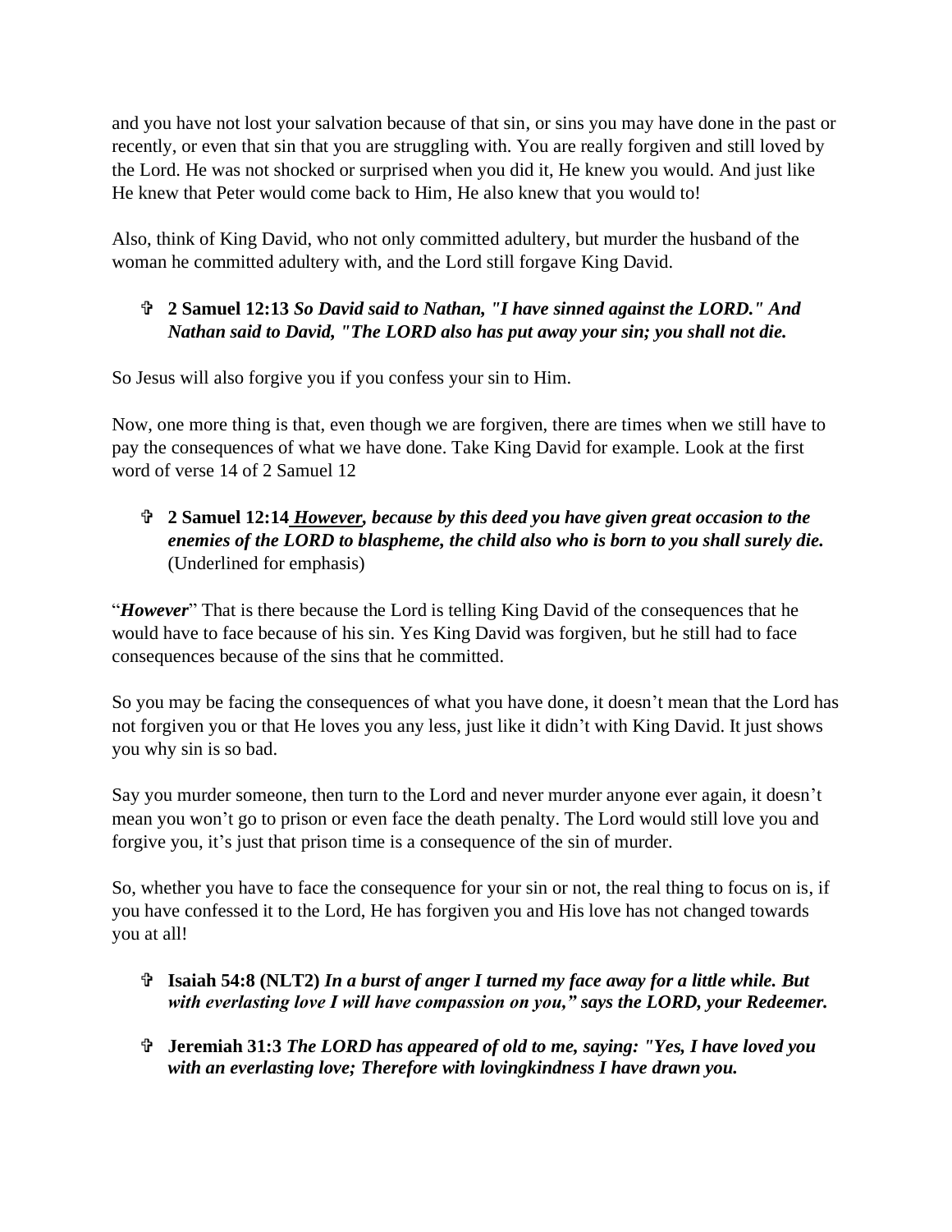and you have not lost your salvation because of that sin, or sins you may have done in the past or recently, or even that sin that you are struggling with. You are really forgiven and still loved by the Lord. He was not shocked or surprised when you did it, He knew you would. And just like He knew that Peter would come back to Him, He also knew that you would to!

Also, think of King David, who not only committed adultery, but murder the husband of the woman he committed adultery with, and the Lord still forgave King David.

- ✞ **2 Samuel 12:13** ***So David said to Nathan, "I have sinned against the LORD." And Nathan said to David, "The LORD also has put away your sin; you shall not die.***

So Jesus will also forgive you if you confess your sin to Him.

Now, one more thing is that, even though we are forgiven, there are times when we still have to pay the consequences of what we have done. Take King David for example. Look at the first word of verse 14 of 2 Samuel 12

- ✞ **2 Samuel 12:14** ***<u>However</u>, because by this deed you have given great occasion to the enemies of the LORD to blaspheme, the child also who is born to you shall surely die.*** (Underlined for emphasis)

"***However***" That is there because the Lord is telling King David of the consequences that he would have to face because of his sin. Yes King David was forgiven, but he still had to face consequences because of the sins that he committed.

So you may be facing the consequences of what you have done, it doesn't mean that the Lord has not forgiven you or that He loves you any less, just like it didn't with King David. It just shows you why sin is so bad.

Say you murder someone, then turn to the Lord and never murder anyone ever again, it doesn't mean you won't go to prison or even face the death penalty. The Lord would still love you and forgive you, it's just that prison time is a consequence of the sin of murder.

So, whether you have to face the consequence for your sin or not, the real thing to focus on is, if you have confessed it to the Lord, He has forgiven you and His love has not changed towards you at all!

- ✞ **Isaiah 54:8 (NLT2)** ***In a burst of anger I turned my face away for a little while. But with everlasting love I will have compassion on you," says the LORD, your Redeemer.***

- ✞ **Jeremiah 31:3** ***The LORD has appeared of old to me, saying: "Yes, I have loved you with an everlasting love; Therefore with lovingkindness I have drawn you.***